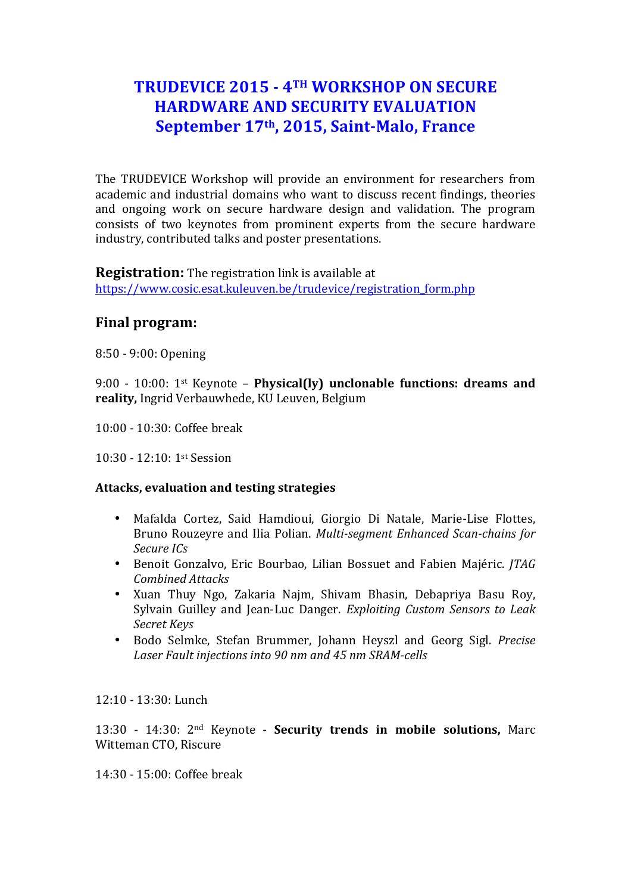# TRUDEVICE 2015 - 4TH WORKSHOP ON SECURE HARDWARE AND SECURITY EVALUATION September 17th, 2015, Saint-Malo, France

The TRUDEVICE Workshop will provide an environment for researchers from academic and industrial domains who want to discuss recent findings, theories and ongoing work on secure hardware design and validation. The program consists of two keynotes from prominent experts from the secure hardware industry, contributed talks and poster presentations.

**Registration:** The registration link is available at https://www.cosic.esat.kuleuven.be/trudevice/registration_form.php

## Final program:

8:50 - 9:00: Opening

9:00 - 10:00: 1st Keynote – **Physical(ly) unclonable functions: dreams and reality,** Ingrid Verbauwhede, KU Leuven, Belgium

10:00 - 10:30: Coffee break

10:30 - 12:10: 1st Session

**Attacks, evaluation and testing strategies**

- Mafalda Cortez, Said Hamdioui, Giorgio Di Natale, Marie-Lise Flottes, Bruno Rouzeyre and Ilia Polian. *Multi-segment Enhanced Scan-chains for Secure ICs*
- Benoit Gonzalvo, Eric Bourbao, Lilian Bossuet and Fabien Majéric. *JTAG Combined Attacks*
- Xuan Thuy Ngo, Zakaria Najm, Shivam Bhasin, Debapriya Basu Roy, Sylvain Guilley and Jean-Luc Danger. *Exploiting Custom Sensors to Leak Secret Keys*
- Bodo Selmke, Stefan Brummer, Johann Heyszl and Georg Sigl. *Precise Laser Fault injections into 90 nm and 45 nm SRAM-cells*

12:10 - 13:30: Lunch

13:30 - 14:30: 2nd Keynote - **Security trends in mobile solutions,** Marc Witteman CTO, Riscure

14:30 - 15:00: Coffee break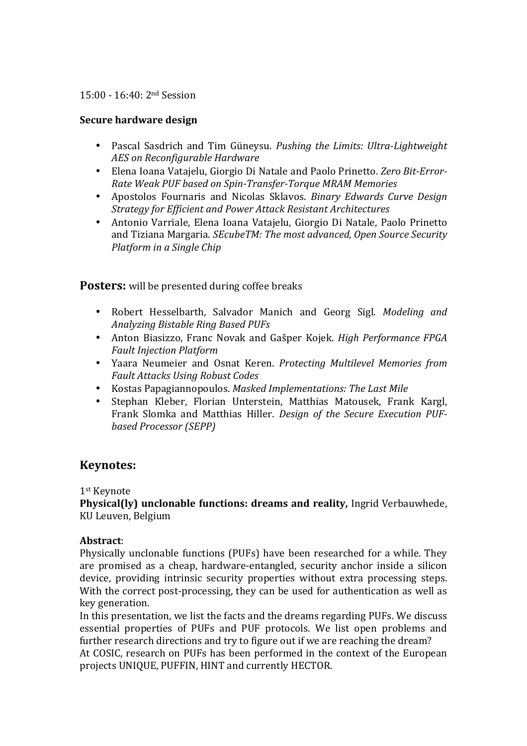15:00 - 16:40: 2nd Session

**Secure hardware design**

- Pascal Sasdrich and Tim Güneysu. *Pushing the Limits: Ultra-Lightweight AES on Reconfigurable Hardware*
- Elena Ioana Vatajelu, Giorgio Di Natale and Paolo Prinetto. *Zero Bit-Error-Rate Weak PUF based on Spin-Transfer-Torque MRAM Memories*
- Apostolos Fournaris and Nicolas Sklavos. *Binary Edwards Curve Design Strategy for Efficient and Power Attack Resistant Architectures*
- Antonio Varriale, Elena Ioana Vatajelu, Giorgio Di Natale, Paolo Prinetto and Tiziana Margaria. *SEcubeTM: The most advanced, Open Source Security Platform in a Single Chip*

**Posters:** will be presented during coffee breaks

- Robert Hesselbarth, Salvador Manich and Georg Sigl. *Modeling and Analyzing Bistable Ring Based PUFs*
- Anton Biasizzo, Franc Novak and Gašper Kojek. *High Performance FPGA Fault Injection Platform*
- Yaara Neumeier and Osnat Keren. *Protecting Multilevel Memories from Fault Attacks Using Robust Codes*
- Kostas Papagiannopoulos. *Masked Implementations: The Last Mile*
- Stephan Kleber, Florian Unterstein, Matthias Matousek, Frank Kargl, Frank Slomka and Matthias Hiller. *Design of the Secure Execution PUF-based Processor (SEPP)*

## Keynotes:

1st Keynote

**Physical(ly) unclonable functions: dreams and reality,** Ingrid Verbauwhede, KU Leuven, Belgium

**Abstract**:

Physically unclonable functions (PUFs) have been researched for a while. They are promised as a cheap, hardware-entangled, security anchor inside a silicon device, providing intrinsic security properties without extra processing steps. With the correct post-processing, they can be used for authentication as well as key generation.

In this presentation, we list the facts and the dreams regarding PUFs. We discuss essential properties of PUFs and PUF protocols. We list open problems and further research directions and try to figure out if we are reaching the dream?

At COSIC, research on PUFs has been performed in the context of the European projects UNIQUE, PUFFIN, HINT and currently HECTOR.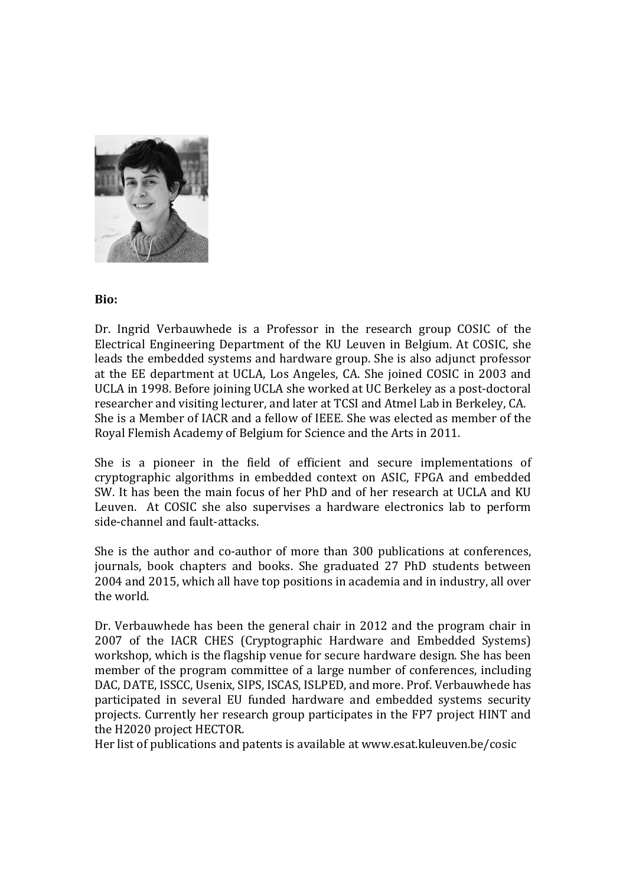**Bio:**

Dr. Ingrid Verbauwhede is a Professor in the research group COSIC of the Electrical Engineering Department of the KU Leuven in Belgium. At COSIC, she leads the embedded systems and hardware group. She is also adjunct professor at the EE department at UCLA, Los Angeles, CA. She joined COSIC in 2003 and UCLA in 1998. Before joining UCLA she worked at UC Berkeley as a post-doctoral researcher and visiting lecturer, and later at TCSI and Atmel Lab in Berkeley, CA. She is a Member of IACR and a fellow of IEEE. She was elected as member of the Royal Flemish Academy of Belgium for Science and the Arts in 2011.

She is a pioneer in the field of efficient and secure implementations of cryptographic algorithms in embedded context on ASIC, FPGA and embedded SW. It has been the main focus of her PhD and of her research at UCLA and KU Leuven. At COSIC she also supervises a hardware electronics lab to perform side-channel and fault-attacks.

She is the author and co-author of more than 300 publications at conferences, journals, book chapters and books. She graduated 27 PhD students between 2004 and 2015, which all have top positions in academia and in industry, all over the world.

Dr. Verbauwhede has been the general chair in 2012 and the program chair in 2007 of the IACR CHES (Cryptographic Hardware and Embedded Systems) workshop, which is the flagship venue for secure hardware design. She has been member of the program committee of a large number of conferences, including DAC, DATE, ISSCC, Usenix, SIPS, ISCAS, ISLPED, and more. Prof. Verbauwhede has participated in several EU funded hardware and embedded systems security projects. Currently her research group participates in the FP7 project HINT and the H2020 project HECTOR.
Her list of publications and patents is available at www.esat.kuleuven.be/cosic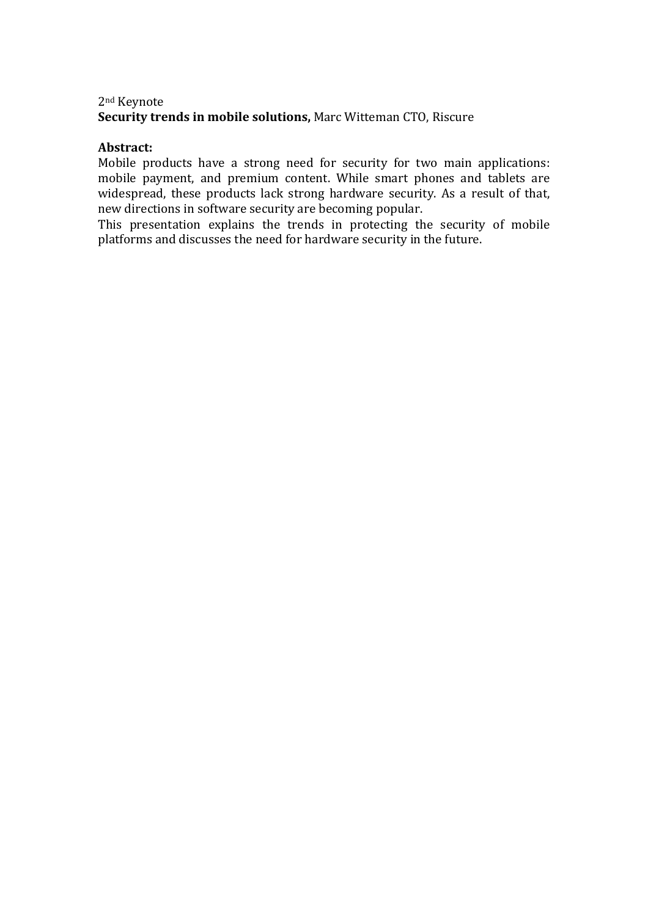2nd Keynote

**Security trends in mobile solutions,** Marc Witteman CTO, Riscure

**Abstract:**

Mobile products have a strong need for security for two main applications: mobile payment, and premium content. While smart phones and tablets are widespread, these products lack strong hardware security. As a result of that, new directions in software security are becoming popular.

This presentation explains the trends in protecting the security of mobile platforms and discusses the need for hardware security in the future.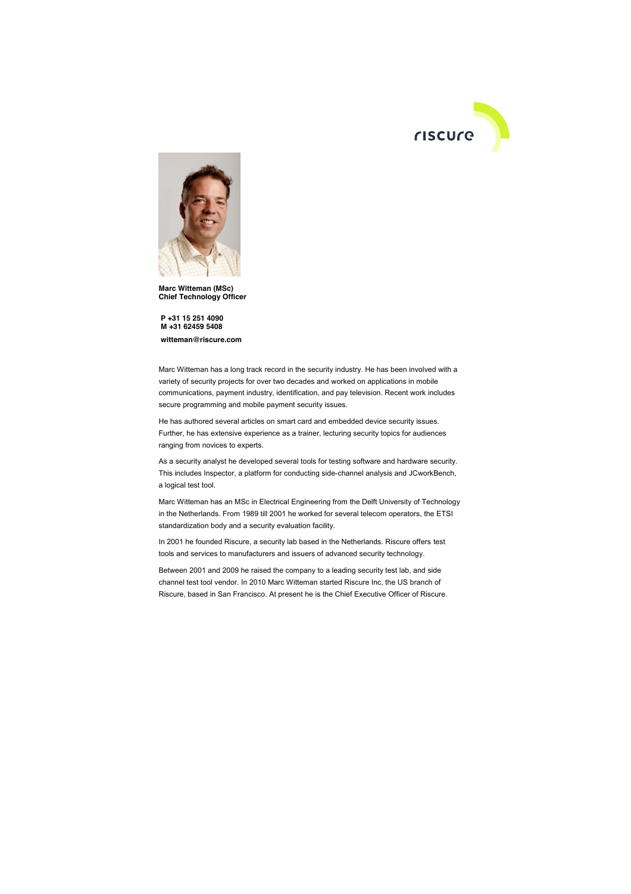**Marc Witteman (MSc)**
**Chief Technology Officer**

**P +31 15 251 4090**
**M +31 62459 5408**

**witteman@riscure.com**

Marc Witteman has a long track record in the security industry. He has been involved with a variety of security projects for over two decades and worked on applications in mobile communications, payment industry, identification, and pay television. Recent work includes secure programming and mobile payment security issues.

He has authored several articles on smart card and embedded device security issues. Further, he has extensive experience as a trainer, lecturing security topics for audiences ranging from novices to experts.

As a security analyst he developed several tools for testing software and hardware security. This includes Inspector, a platform for conducting side-channel analysis and JCworkBench, a logical test tool.

Marc Witteman has an MSc in Electrical Engineering from the Delft University of Technology in the Netherlands. From 1989 till 2001 he worked for several telecom operators, the ETSI standardization body and a security evaluation facility.

In 2001 he founded Riscure, a security lab based in the Netherlands. Riscure offers test tools and services to manufacturers and issuers of advanced security technology.

Between 2001 and 2009 he raised the company to a leading security test lab, and side channel test tool vendor. In 2010 Marc Witteman started Riscure Inc, the US branch of Riscure, based in San Francisco. At present he is the Chief Executive Officer of Riscure.